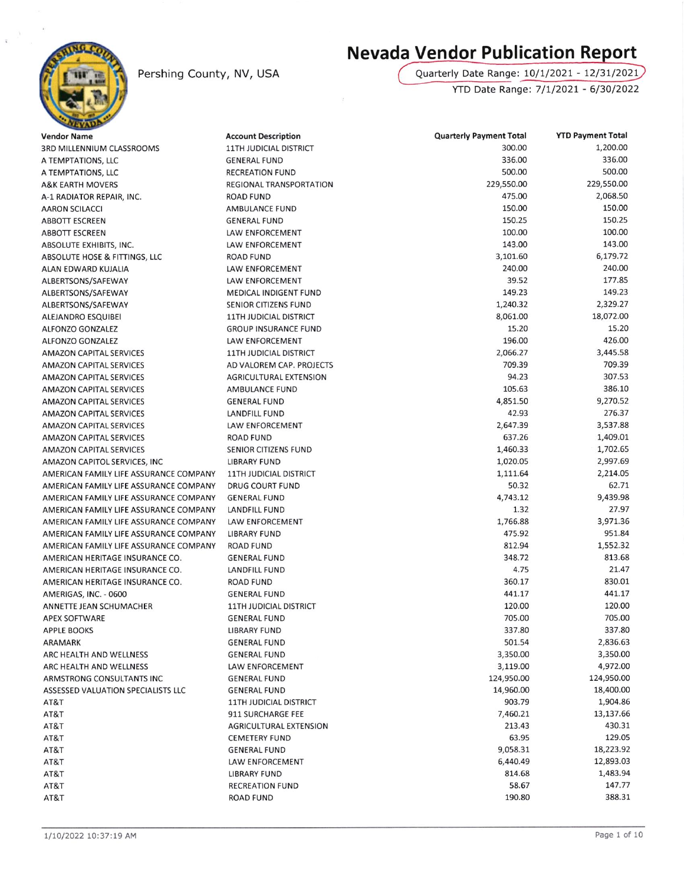# Nevada Vendor Publication Report

Pershing County, NV, USA

Quarterly Date Range: 10/1/2021 - 12/31/2021

YTD Date Range: 7/1/2021 - 6/30/2022

| Vendor Name | Account Description | Quarterly Payment Total | YTD Payment Total |
|---|---|---|---|
| 3RD MILLENNIUM CLASSROOMS | 11TH JUDICIAL DISTRICT | 300.00 | 1,200.00 |
| A TEMPTATIONS, LLC | GENERAL FUND | 336.00 | 336.00 |
| A TEMPTATIONS, LLC | RECREATION FUND | 500.00 | 500.00 |
| A&K EARTH MOVERS | REGIONAL TRANSPORTATION | 229,550.00 | 229,550.00 |
| A-1 RADIATOR REPAIR, INC. | ROAD FUND | 475.00 | 2,068.50 |
| AARON SCILACCI | AMBULANCE FUND | 150.00 | 150.00 |
| ABBOTT ESCREEN | GENERAL FUND | 150.25 | 150.25 |
| ABBOTT ESCREEN | LAW ENFORCEMENT | 100.00 | 100.00 |
| ABSOLUTE EXHIBITS, INC. | LAW ENFORCEMENT | 143.00 | 143.00 |
| ABSOLUTE HOSE & FITTINGS, LLC | ROAD FUND | 3,101.60 | 6,179.72 |
| ALAN EDWARD KUJALIA | LAW ENFORCEMENT | 240.00 | 240.00 |
| ALBERTSONS/SAFEWAY | LAW ENFORCEMENT | 39.52 | 177.85 |
| ALBERTSONS/SAFEWAY | MEDICAL INDIGENT FUND | 149.23 | 149.23 |
| ALBERTSONS/SAFEWAY | SENIOR CITIZENS FUND | 1,240.32 | 2,329.27 |
| ALEJANDRO ESQUIBEI | 11TH JUDICIAL DISTRICT | 8,061.00 | 18,072.00 |
| ALFONZO GONZALEZ | GROUP INSURANCE FUND | 15.20 | 15.20 |
| ALFONZO GONZALEZ | LAW ENFORCEMENT | 196.00 | 426.00 |
| AMAZON CAPITAL SERVICES | 11TH JUDICIAL DISTRICT | 2,066.27 | 3,445.58 |
| AMAZON CAPITAL SERVICES | AD VALOREM CAP. PROJECTS | 709.39 | 709.39 |
| AMAZON CAPITAL SERVICES | AGRICULTURAL EXTENSION | 94.23 | 307.53 |
| AMAZON CAPITAL SERVICES | AMBULANCE FUND | 105.63 | 386.10 |
| AMAZON CAPITAL SERVICES | GENERAL FUND | 4,851.50 | 9,270.52 |
| AMAZON CAPITAL SERVICES | LANDFILL FUND | 42.93 | 276.37 |
| AMAZON CAPITAL SERVICES | LAW ENFORCEMENT | 2,647.39 | 3,537.88 |
| AMAZON CAPITAL SERVICES | ROAD FUND | 637.26 | 1,409.01 |
| AMAZON CAPITAL SERVICES | SENIOR CITIZENS FUND | 1,460.33 | 1,702.65 |
| AMAZON CAPITOL SERVICES, INC | LIBRARY FUND | 1,020.05 | 2,997.69 |
| AMERICAN FAMILY LIFE ASSURANCE COMPANY | 11TH JUDICIAL DISTRICT | 1,111.64 | 2,214.05 |
| AMERICAN FAMILY LIFE ASSURANCE COMPANY | DRUG COURT FUND | 50.32 | 62.71 |
| AMERICAN FAMILY LIFE ASSURANCE COMPANY | GENERAL FUND | 4,743.12 | 9,439.98 |
| AMERICAN FAMILY LIFE ASSURANCE COMPANY | LANDFILL FUND | 1.32 | 27.97 |
| AMERICAN FAMILY LIFE ASSURANCE COMPANY | LAW ENFORCEMENT | 1,766.88 | 3,971.36 |
| AMERICAN FAMILY LIFE ASSURANCE COMPANY | LIBRARY FUND | 475.92 | 951.84 |
| AMERICAN FAMILY LIFE ASSURANCE COMPANY | ROAD FUND | 812.94 | 1,552.32 |
| AMERICAN HERITAGE INSURANCE CO. | GENERAL FUND | 348.72 | 813.68 |
| AMERICAN HERITAGE INSURANCE CO. | LANDFILL FUND | 4.75 | 21.47 |
| AMERICAN HERITAGE INSURANCE CO. | ROAD FUND | 360.17 | 830.01 |
| AMERIGAS, INC. - 0600 | GENERAL FUND | 441.17 | 441.17 |
| ANNETTE JEAN SCHUMACHER | 11TH JUDICIAL DISTRICT | 120.00 | 120.00 |
| APEX SOFTWARE | GENERAL FUND | 705.00 | 705.00 |
| APPLE BOOKS | LIBRARY FUND | 337.80 | 337.80 |
| ARAMARK | GENERAL FUND | 501.54 | 2,836.63 |
| ARC HEALTH AND WELLNESS | GENERAL FUND | 3,350.00 | 3,350.00 |
| ARC HEALTH AND WELLNESS | LAW ENFORCEMENT | 3,119.00 | 4,972.00 |
| ARMSTRONG CONSULTANTS INC | GENERAL FUND | 124,950.00 | 124,950.00 |
| ASSESSED VALUATION SPECIALISTS LLC | GENERAL FUND | 14,960.00 | 18,400.00 |
| AT&T | 11TH JUDICIAL DISTRICT | 903.79 | 1,904.86 |
| AT&T | 911 SURCHARGE FEE | 7,460.21 | 13,137.66 |
| AT&T | AGRICULTURAL EXTENSION | 213.43 | 430.31 |
| AT&T | CEMETERY FUND | 63.95 | 129.05 |
| AT&T | GENERAL FUND | 9,058.31 | 18,223.92 |
| AT&T | LAW ENFORCEMENT | 6,440.49 | 12,893.03 |
| AT&T | LIBRARY FUND | 814.68 | 1,483.94 |
| AT&T | RECREATION FUND | 58.67 | 147.77 |
| AT&T | ROAD FUND | 190.80 | 388.31 |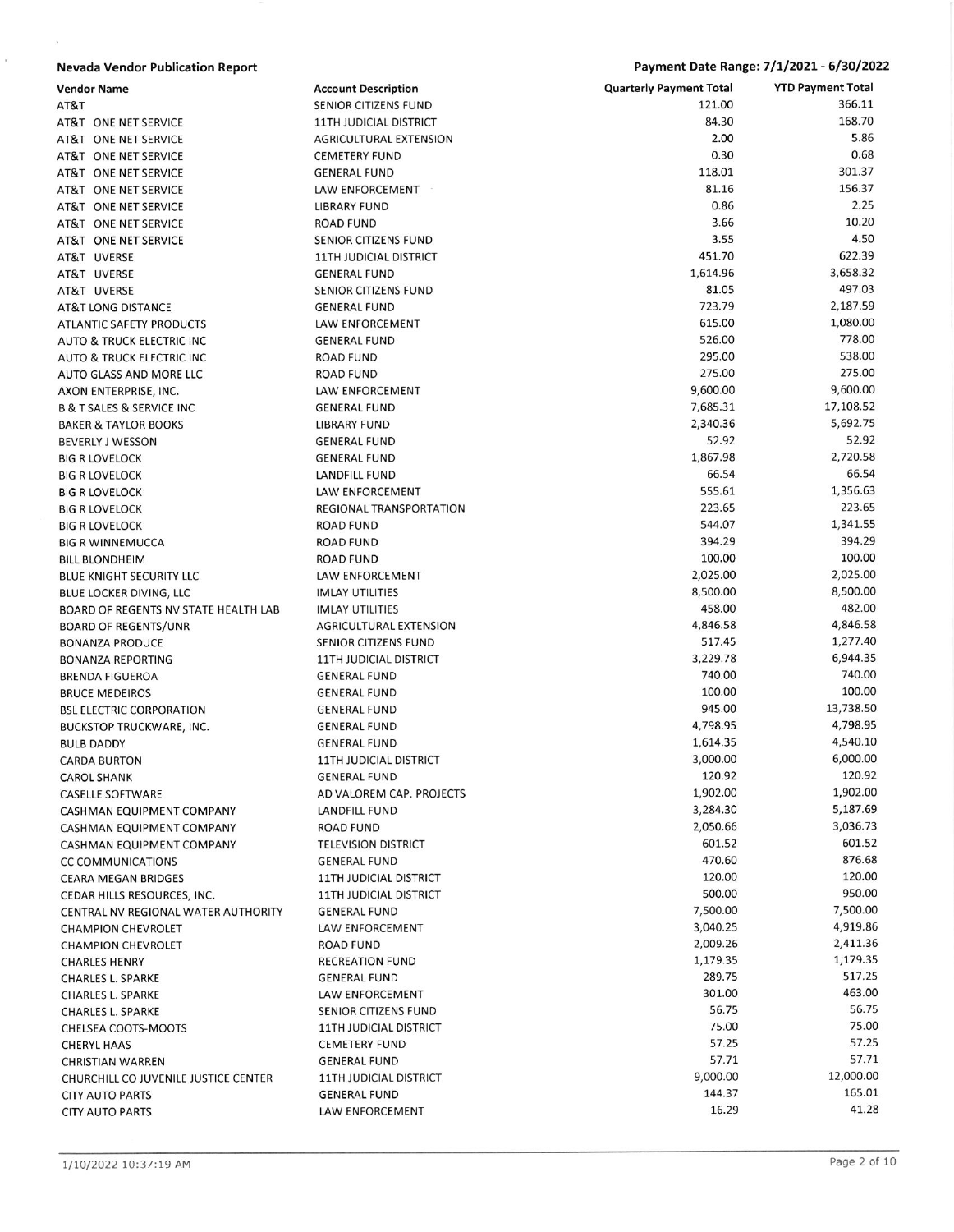**Nevada Vendor Publication Report**

**Payment Date Range: 7/1/2021 - 6/30/2022**

| Vendor Name | Account Description | Quarterly Payment Total | YTD Payment Total |
|---|---|---|---|
| AT&T | SENIOR CITIZENS FUND | 121.00 | 366.11 |
| AT&T ONE NET SERVICE | 11TH JUDICIAL DISTRICT | 84.30 | 168.70 |
| AT&T ONE NET SERVICE | AGRICULTURAL EXTENSION | 2.00 | 5.86 |
| AT&T ONE NET SERVICE | CEMETERY FUND | 0.30 | 0.68 |
| AT&T ONE NET SERVICE | GENERAL FUND | 118.01 | 301.37 |
| AT&T ONE NET SERVICE | LAW ENFORCEMENT | 81.16 | 156.37 |
| AT&T ONE NET SERVICE | LIBRARY FUND | 0.86 | 2.25 |
| AT&T ONE NET SERVICE | ROAD FUND | 3.66 | 10.20 |
| AT&T ONE NET SERVICE | SENIOR CITIZENS FUND | 3.55 | 4.50 |
| AT&T UVERSE | 11TH JUDICIAL DISTRICT | 451.70 | 622.39 |
| AT&T UVERSE | GENERAL FUND | 1,614.96 | 3,658.32 |
| AT&T UVERSE | SENIOR CITIZENS FUND | 81.05 | 497.03 |
| AT&T LONG DISTANCE | GENERAL FUND | 723.79 | 2,187.59 |
| ATLANTIC SAFETY PRODUCTS | LAW ENFORCEMENT | 615.00 | 1,080.00 |
| AUTO & TRUCK ELECTRIC INC | GENERAL FUND | 526.00 | 778.00 |
| AUTO & TRUCK ELECTRIC INC | ROAD FUND | 295.00 | 538.00 |
| AUTO GLASS AND MORE LLC | ROAD FUND | 275.00 | 275.00 |
| AXON ENTERPRISE, INC. | LAW ENFORCEMENT | 9,600.00 | 9,600.00 |
| B & T SALES & SERVICE INC | GENERAL FUND | 7,685.31 | 17,108.52 |
| BAKER & TAYLOR BOOKS | LIBRARY FUND | 2,340.36 | 5,692.75 |
| BEVERLY J WESSON | GENERAL FUND | 52.92 | 52.92 |
| BIG R LOVELOCK | GENERAL FUND | 1,867.98 | 2,720.58 |
| BIG R LOVELOCK | LANDFILL FUND | 66.54 | 66.54 |
| BIG R LOVELOCK | LAW ENFORCEMENT | 555.61 | 1,356.63 |
| BIG R LOVELOCK | REGIONAL TRANSPORTATION | 223.65 | 223.65 |
| BIG R LOVELOCK | ROAD FUND | 544.07 | 1,341.55 |
| BIG R WINNEMUCCA | ROAD FUND | 394.29 | 394.29 |
| BILL BLONDHEIM | ROAD FUND | 100.00 | 100.00 |
| BLUE KNIGHT SECURITY LLC | LAW ENFORCEMENT | 2,025.00 | 2,025.00 |
| BLUE LOCKER DIVING, LLC | IMLAY UTILITIES | 8,500.00 | 8,500.00 |
| BOARD OF REGENTS NV STATE HEALTH LAB | IMLAY UTILITIES | 458.00 | 482.00 |
| BOARD OF REGENTS/UNR | AGRICULTURAL EXTENSION | 4,846.58 | 4,846.58 |
| BONANZA PRODUCE | SENIOR CITIZENS FUND | 517.45 | 1,277.40 |
| BONANZA REPORTING | 11TH JUDICIAL DISTRICT | 3,229.78 | 6,944.35 |
| BRENDA FIGUEROA | GENERAL FUND | 740.00 | 740.00 |
| BRUCE MEDEIROS | GENERAL FUND | 100.00 | 100.00 |
| BSL ELECTRIC CORPORATION | GENERAL FUND | 945.00 | 13,738.50 |
| BUCKSTOP TRUCKWARE, INC. | GENERAL FUND | 4,798.95 | 4,798.95 |
| BULB DADDY | GENERAL FUND | 1,614.35 | 4,540.10 |
| CARDA BURTON | 11TH JUDICIAL DISTRICT | 3,000.00 | 6,000.00 |
| CAROL SHANK | GENERAL FUND | 120.92 | 120.92 |
| CASELLE SOFTWARE | AD VALOREM CAP. PROJECTS | 1,902.00 | 1,902.00 |
| CASHMAN EQUIPMENT COMPANY | LANDFILL FUND | 3,284.30 | 5,187.69 |
| CASHMAN EQUIPMENT COMPANY | ROAD FUND | 2,050.66 | 3,036.73 |
| CASHMAN EQUIPMENT COMPANY | TELEVISION DISTRICT | 601.52 | 601.52 |
| CC COMMUNICATIONS | GENERAL FUND | 470.60 | 876.68 |
| CEARA MEGAN BRIDGES | 11TH JUDICIAL DISTRICT | 120.00 | 120.00 |
| CEDAR HILLS RESOURCES, INC. | 11TH JUDICIAL DISTRICT | 500.00 | 950.00 |
| CENTRAL NV REGIONAL WATER AUTHORITY | GENERAL FUND | 7,500.00 | 7,500.00 |
| CHAMPION CHEVROLET | LAW ENFORCEMENT | 3,040.25 | 4,919.86 |
| CHAMPION CHEVROLET | ROAD FUND | 2,009.26 | 2,411.36 |
| CHARLES HENRY | RECREATION FUND | 1,179.35 | 1,179.35 |
| CHARLES L. SPARKE | GENERAL FUND | 289.75 | 517.25 |
| CHARLES L. SPARKE | LAW ENFORCEMENT | 301.00 | 463.00 |
| CHARLES L. SPARKE | SENIOR CITIZENS FUND | 56.75 | 56.75 |
| CHELSEA COOTS-MOOTS | 11TH JUDICIAL DISTRICT | 75.00 | 75.00 |
| CHERYL HAAS | CEMETERY FUND | 57.25 | 57.25 |
| CHRISTIAN WARREN | GENERAL FUND | 57.71 | 57.71 |
| CHURCHILL CO JUVENILE JUSTICE CENTER | 11TH JUDICIAL DISTRICT | 9,000.00 | 12,000.00 |
| CITY AUTO PARTS | GENERAL FUND | 144.37 | 165.01 |
| CITY AUTO PARTS | LAW ENFORCEMENT | 16.29 | 41.28 |

1/10/2022 10:37:19 AM